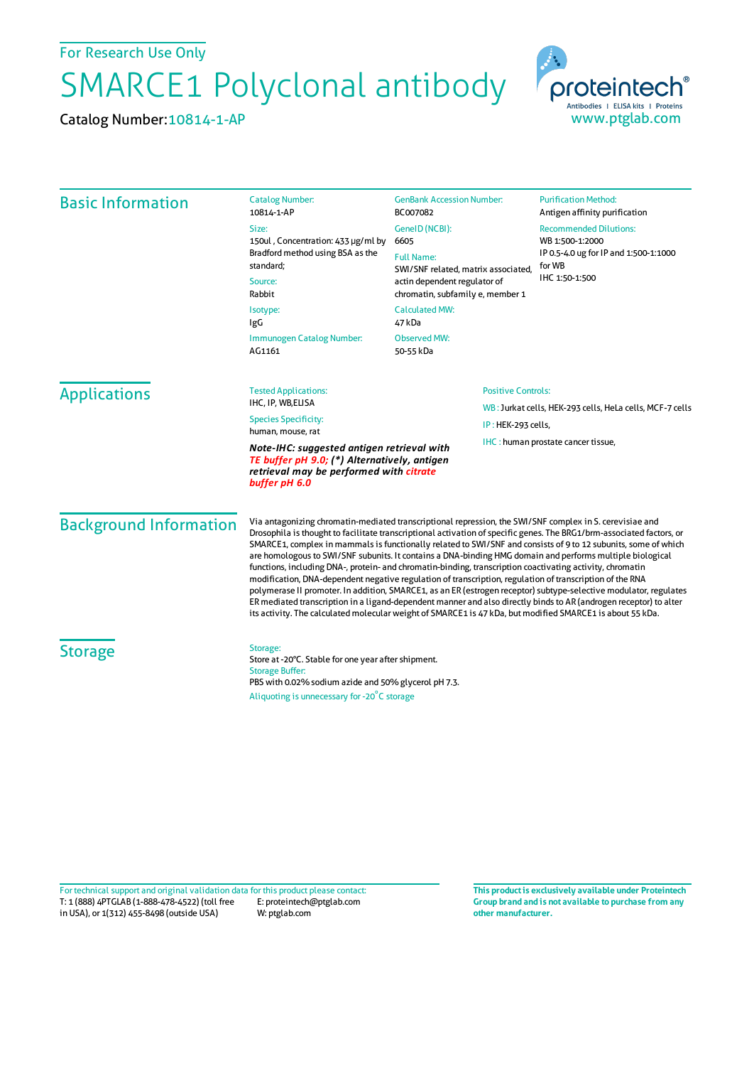For Research Use Only

# SMARCE1 Polyclonal antibody

Catalog Number: 10814-1-AP

proteintech® Antibodies | ELISA kits | Proteins
www.ptglab.com

## Basic Information

Catalog Number:
10814-1-AP

Size:
150ul , Concentration: 433 μg/ml by Bradford method using BSA as the standard;

Source:
Rabbit

Isotype:
IgG

Immunogen Catalog Number:
AG1161

GenBank Accession Number:
BC007082

GeneID (NCBI):
6605

Full Name:
SWI/SNF related, matrix associated, actin dependent regulator of chromatin, subfamily e, member 1

Calculated MW:
47 kDa

Observed MW:
50-55 kDa

Purification Method:
Antigen affinity purification

Recommended Dilutions:
WB 1:500-1:2000
IP 0.5-4.0 ug for IP and 1:500-1:1000 for WB
IHC 1:50-1:500

## Applications

Tested Applications:
IHC, IP, WB,ELISA

Species Specificity:
human, mouse, rat

***Note-IHC: suggested antigen retrieval with TE buffer pH 9.0; (\*) Alternatively, antigen retrieval may be performed with citrate buffer pH 6.0***

Positive Controls:

WB : Jurkat cells, HEK-293 cells, HeLa cells, MCF-7 cells

IP : HEK-293 cells,

IHC : human prostate cancer tissue,

## Background Information

Via antagonizing chromatin-mediated transcriptional repression, the SWI/SNF complex in S. cerevisiae and Drosophila is thought to facilitate transcriptional activation of specific genes. The BRG1/brm-associated factors, or SMARCE1, complex in mammals is functionally related to SWI/SNF and consists of 9 to 12 subunits, some of which are homologous to SWI/SNF subunits. It contains a DNA-binding HMG domain and performs multiple biological functions, including DNA-, protein- and chromatin-binding, transcription coactivating activity, chromatin modification, DNA-dependent negative regulation of transcription, regulation of transcription of the RNA polymerase II promoter. In addition, SMARCE1, as an ER (estrogen receptor) subtype-selective modulator, regulates ER mediated transcription in a ligand-dependent manner and also directly binds to AR (androgen receptor) to alter its activity. The calculated molecular weight of SMARCE1 is 47 kDa, but modified SMARCE1 is about 55 kDa.

## Storage

Storage:
Store at -20°C. Stable for one year after shipment.

Storage Buffer:
PBS with 0.02% sodium azide and 50% glycerol pH 7.3.

Aliquoting is unnecessary for -20°C storage

For technical support and original validation data for this product please contact:
T: 1 (888) 4PTGLAB (1-888-478-4522) (toll free in USA), or 1(312) 455-8498 (outside USA)
E: proteintech@ptglab.com
W: ptglab.com

**This product is exclusively available under Proteintech Group brand and is not available to purchase from any other manufacturer.**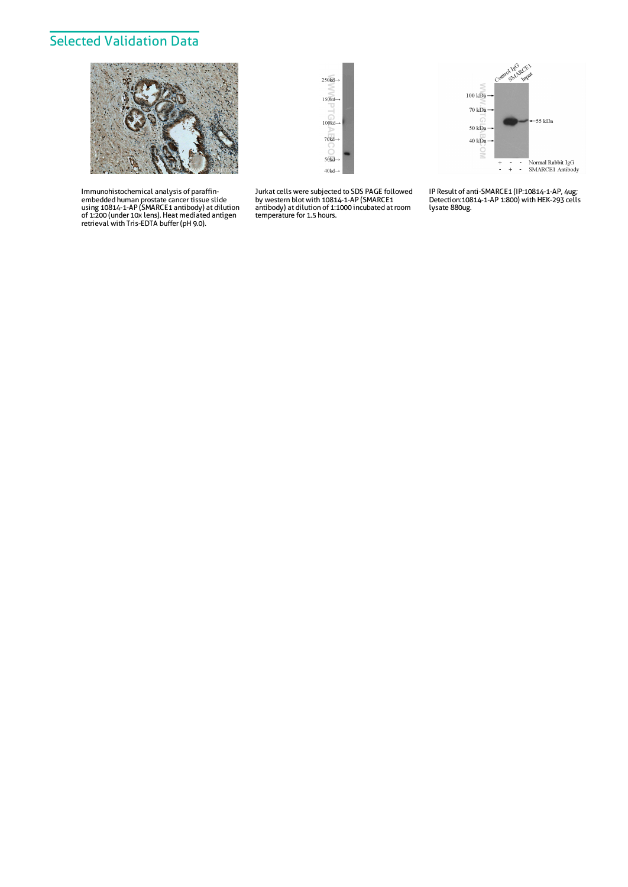## Selected Validation Data

Immunohistochemical analysis of paraffin-embedded human prostate cancer tissue slide using 10814-1-AP (SMARCE1 antibody) at dilution of 1:200 (under 10x lens). Heat mediated antigen retrieval with Tris-EDTA buffer (pH 9.0).

Jurkat cells were subjected to SDS PAGE followed by western blot with 10814-1-AP (SMARCE1 antibody) at dilution of 1:1000 incubated at room temperature for 1.5 hours.

IP Result of anti-SMARCE1 (IP:10814-1-AP, 4ug; Detection:10814-1-AP 1:800) with HEK-293 cells lysate 880ug.